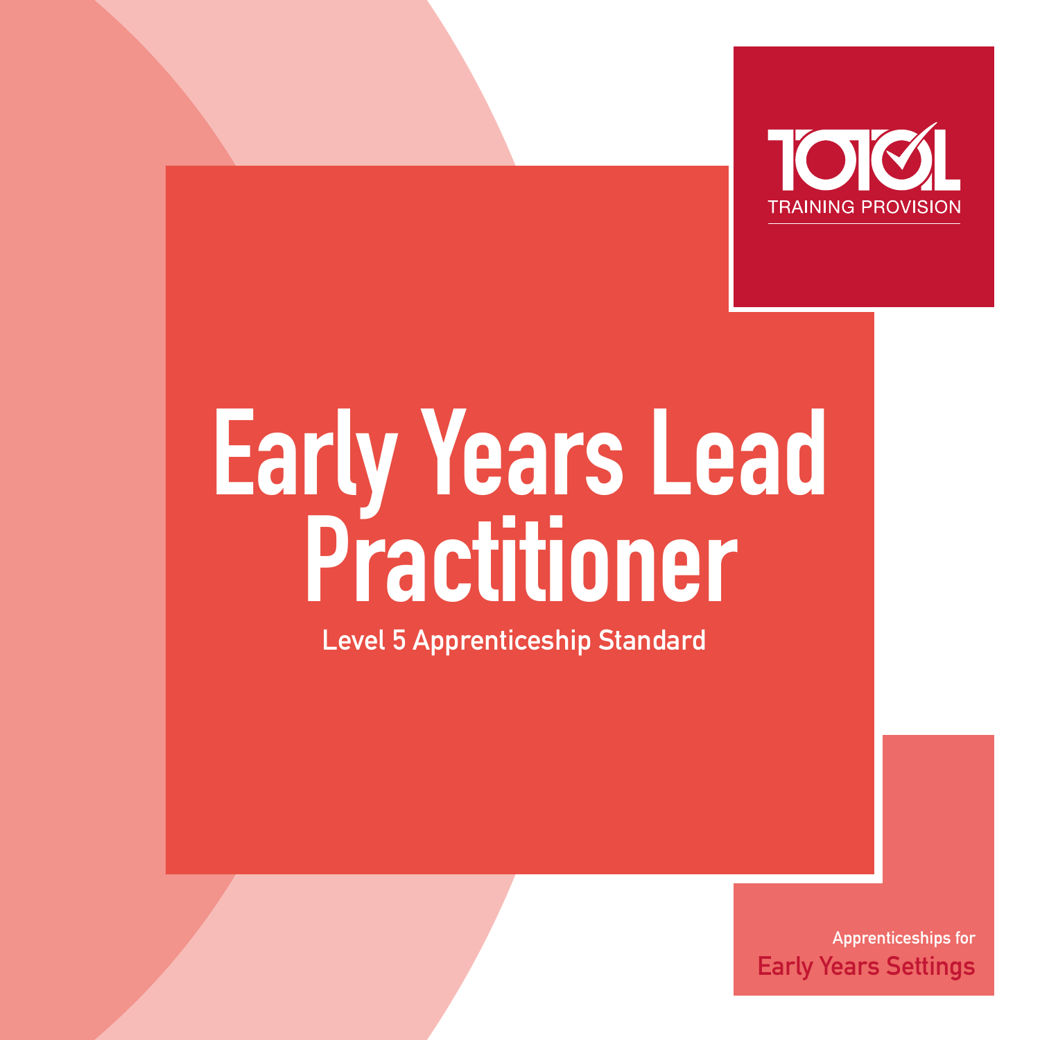TOTAL TRAINING PROVISION

# Early Years Lead Practitioner

Level 5 Apprenticeship Standard

Apprenticeships for
Early Years Settings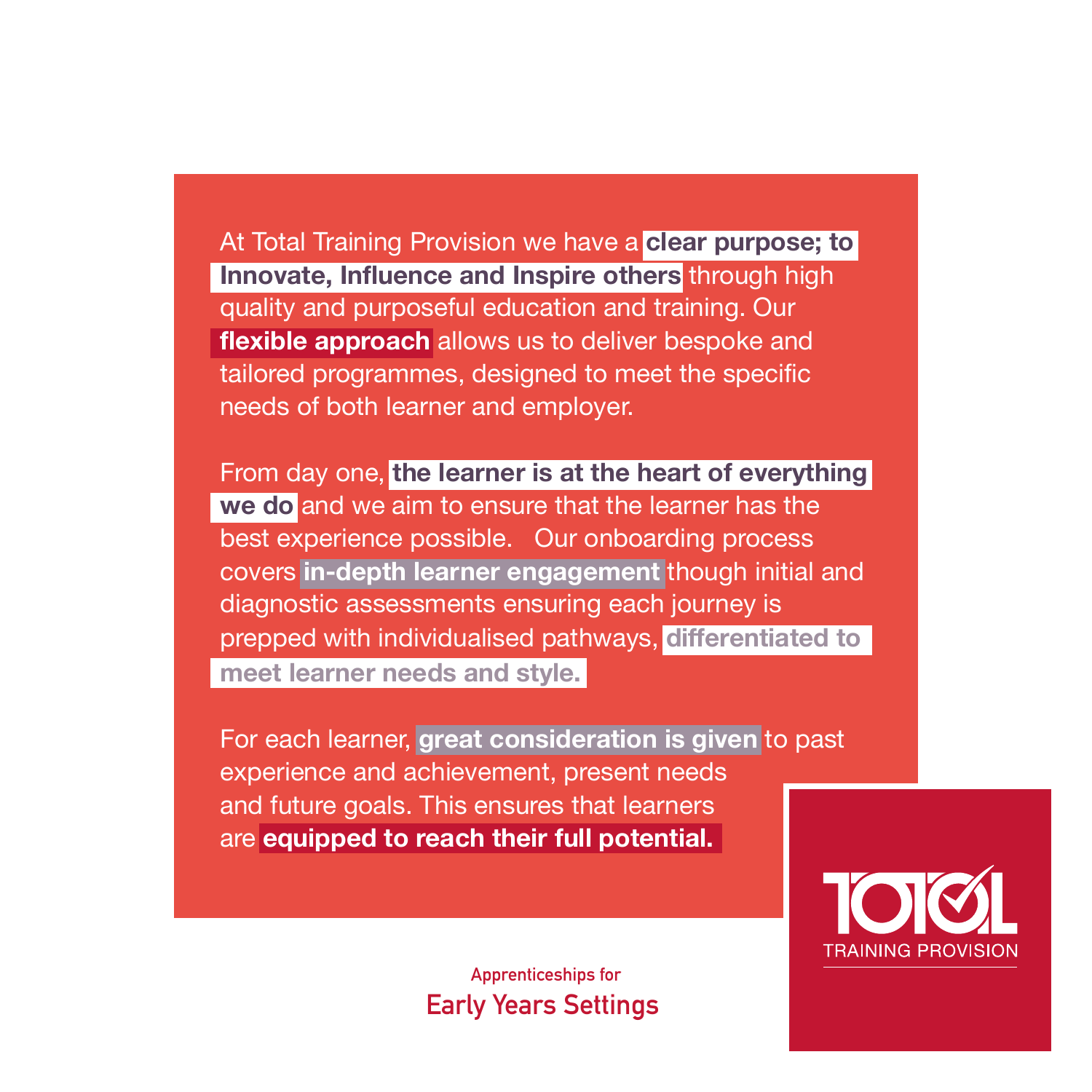At Total Training Provision we have a **clear purpose; to Innovate, Influence and Inspire others** through high quality and purposeful education and training. Our **flexible approach** allows us to deliver bespoke and tailored programmes, designed to meet the specific needs of both learner and employer.

From day one, **the learner is at the heart of everything we do** and we aim to ensure that the learner has the best experience possible. Our onboarding process covers **in-depth learner engagement** though initial and diagnostic assessments ensuring each journey is prepped with individualised pathways, **differentiated to meet learner needs and style.**

For each learner, **great consideration is given** to past experience and achievement, present needs and future goals. This ensures that learners are **equipped to reach their full potential.**

TOTAL TRAINING PROVISION

Apprenticeships for

Early Years Settings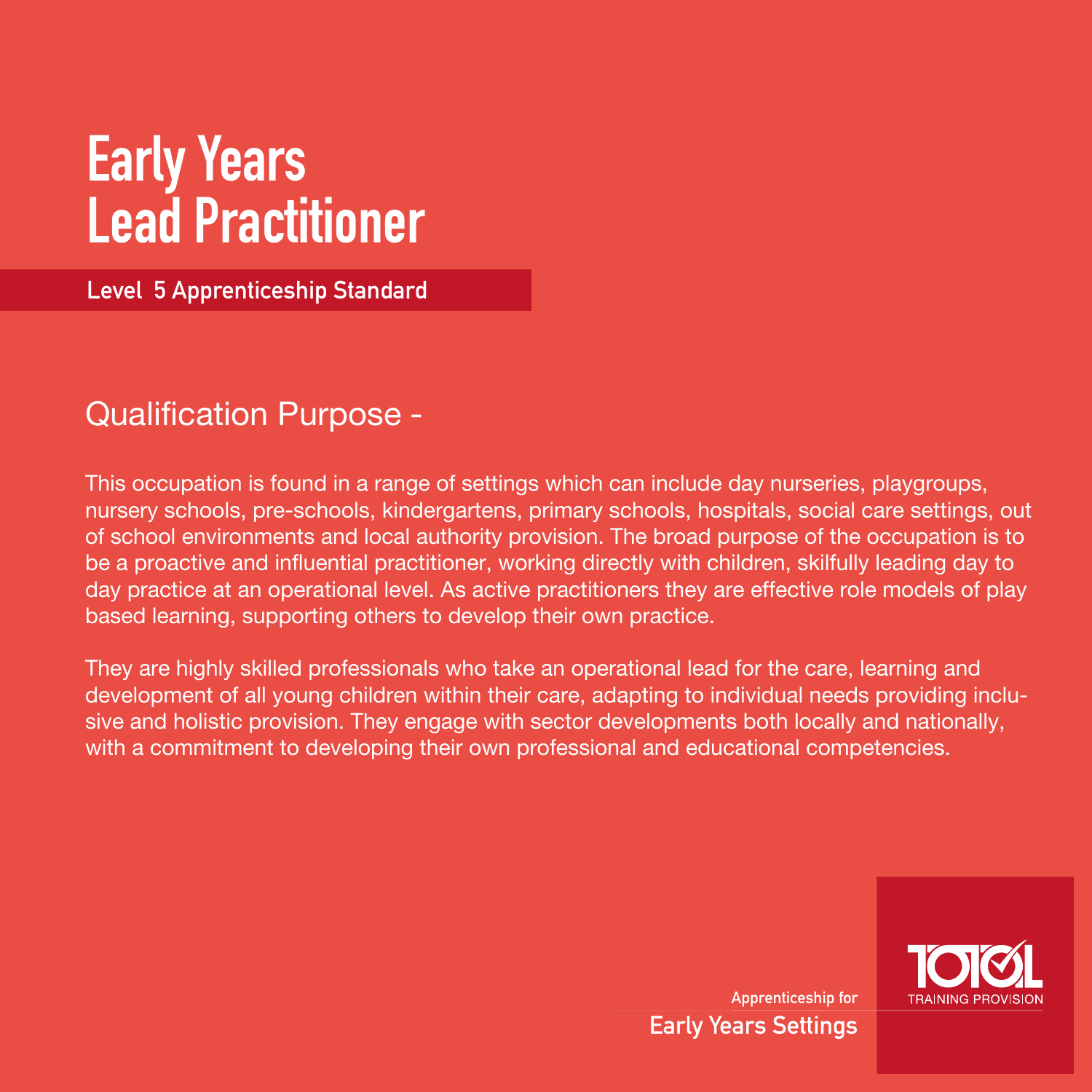# Early Years Lead Practitioner

**Level 5 Apprenticeship Standard**

## Qualification Purpose -

This occupation is found in a range of settings which can include day nurseries, playgroups, nursery schools, pre-schools, kindergartens, primary schools, hospitals, social care settings, out of school environments and local authority provision. The broad purpose of the occupation is to be a proactive and influential practitioner, working directly with children, skilfully leading day to day practice at an operational level. As active practitioners they are effective role models of play based learning, supporting others to develop their own practice.

They are highly skilled professionals who take an operational lead for the care, learning and development of all young children within their care, adapting to individual needs providing inclusive and holistic provision. They engage with sector developments both locally and nationally, with a commitment to developing their own professional and educational competencies.

Apprenticeship for

**Early Years Settings**

TOTAL TRAINING PROVISION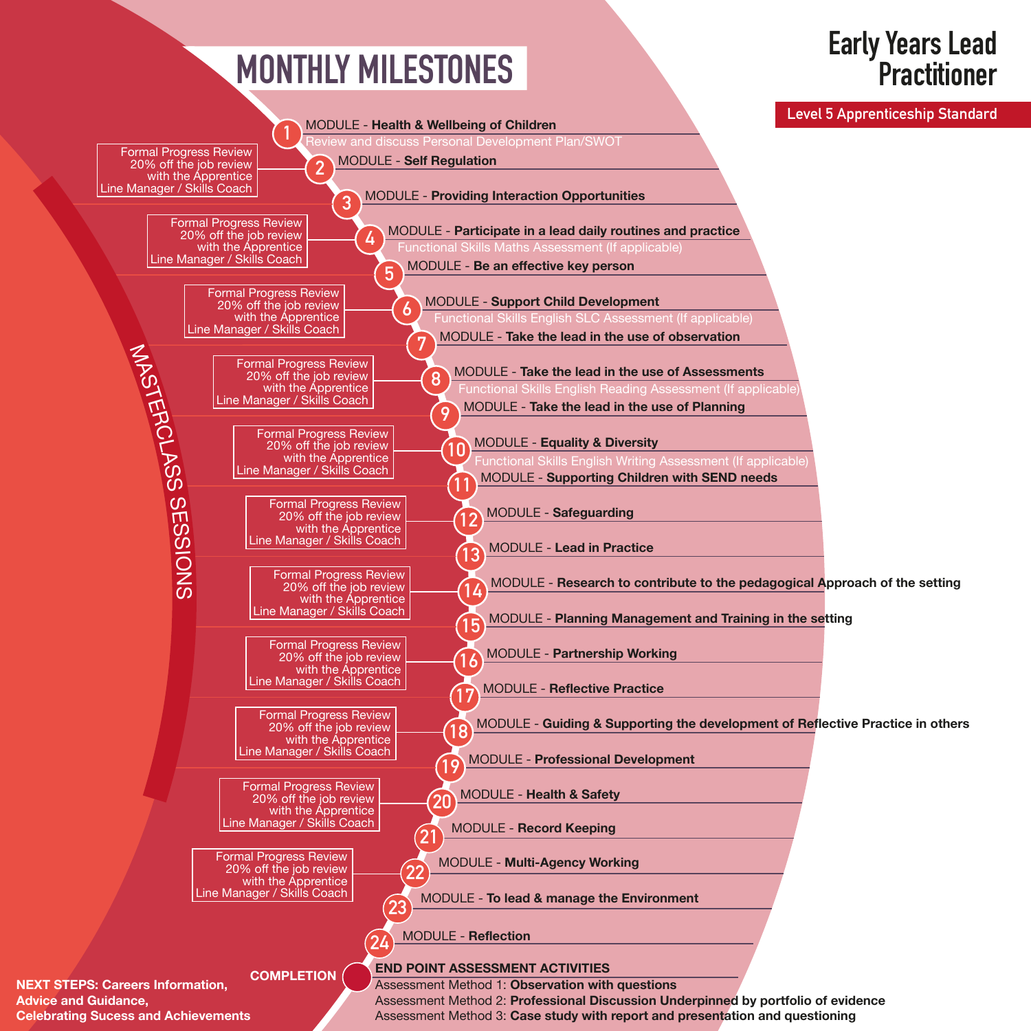# Early Years Lead Practitioner

**Level 5 Apprenticeship Standard**

## MONTHLY MILESTONES

MASTERCLASS SESSIONS

1. MODULE - **Health & Wellbeing of Children**
   Review and discuss Personal Development Plan/SWOT
2. MODULE - **Self Regulation**
   Formal Progress Review 20% off the job review with the Apprentice Line Manager / Skills Coach
3. MODULE - **Providing Interaction Opportunities**
4. MODULE - **Participate in a lead daily routines and practice**
   Functional Skills Maths Assessment (If applicable)
   Formal Progress Review 20% off the job review with the Apprentice Line Manager / Skills Coach
5. MODULE - **Be an effective key person**
6. MODULE - **Support Child Development**
   Functional Skills English SLC Assessment (If applicable)
   Formal Progress Review 20% off the job review with the Apprentice Line Manager / Skills Coach
7. MODULE - **Take the lead in the use of observation**
8. MODULE - **Take the lead in the use of Assessments**
   Functional Skills English Reading Assessment (If applicable)
   Formal Progress Review 20% off the job review with the Apprentice Line Manager / Skills Coach
9. MODULE - **Take the lead in the use of Planning**
10. MODULE - **Equality & Diversity**
    Functional Skills English Writing Assessment (If applicable)
    Formal Progress Review 20% off the job review with the Apprentice Line Manager / Skills Coach
11. MODULE - **Supporting Children with SEND needs**
12. MODULE - **Safeguarding**
    Formal Progress Review 20% off the job review with the Apprentice Line Manager / Skills Coach
13. MODULE - **Lead in Practice**
14. MODULE - **Research to contribute to the pedagogical Approach of the setting**
    Formal Progress Review 20% off the job review with the Apprentice Line Manager / Skills Coach
15. MODULE - **Planning Management and Training in the setting**
16. MODULE - **Partnership Working**
    Formal Progress Review 20% off the job review with the Apprentice Line Manager / Skills Coach
17. MODULE - **Reflective Practice**
18. MODULE - **Guiding & Supporting the development of Reflective Practice in others**
    Formal Progress Review 20% off the job review with the Apprentice Line Manager / Skills Coach
19. MODULE - **Professional Development**
20. MODULE - **Health & Safety**
    Formal Progress Review 20% off the job review with the Apprentice Line Manager / Skills Coach
21. MODULE - **Record Keeping**
22. MODULE - **Multi-Agency Working**
    Formal Progress Review 20% off the job review with the Apprentice Line Manager / Skills Coach
23. MODULE - **To lead & manage the Environment**
24. MODULE - **Reflection**

**COMPLETION**

**END POINT ASSESSMENT ACTIVITIES**

Assessment Method 1: **Observation with questions**
Assessment Method 2: **Professional Discussion Underpinned by portfolio of evidence**
Assessment Method 3: **Case study with report and presentation and questioning**

**NEXT STEPS: Careers Information, Advice and Guidance, Celebrating Sucess and Achievements**